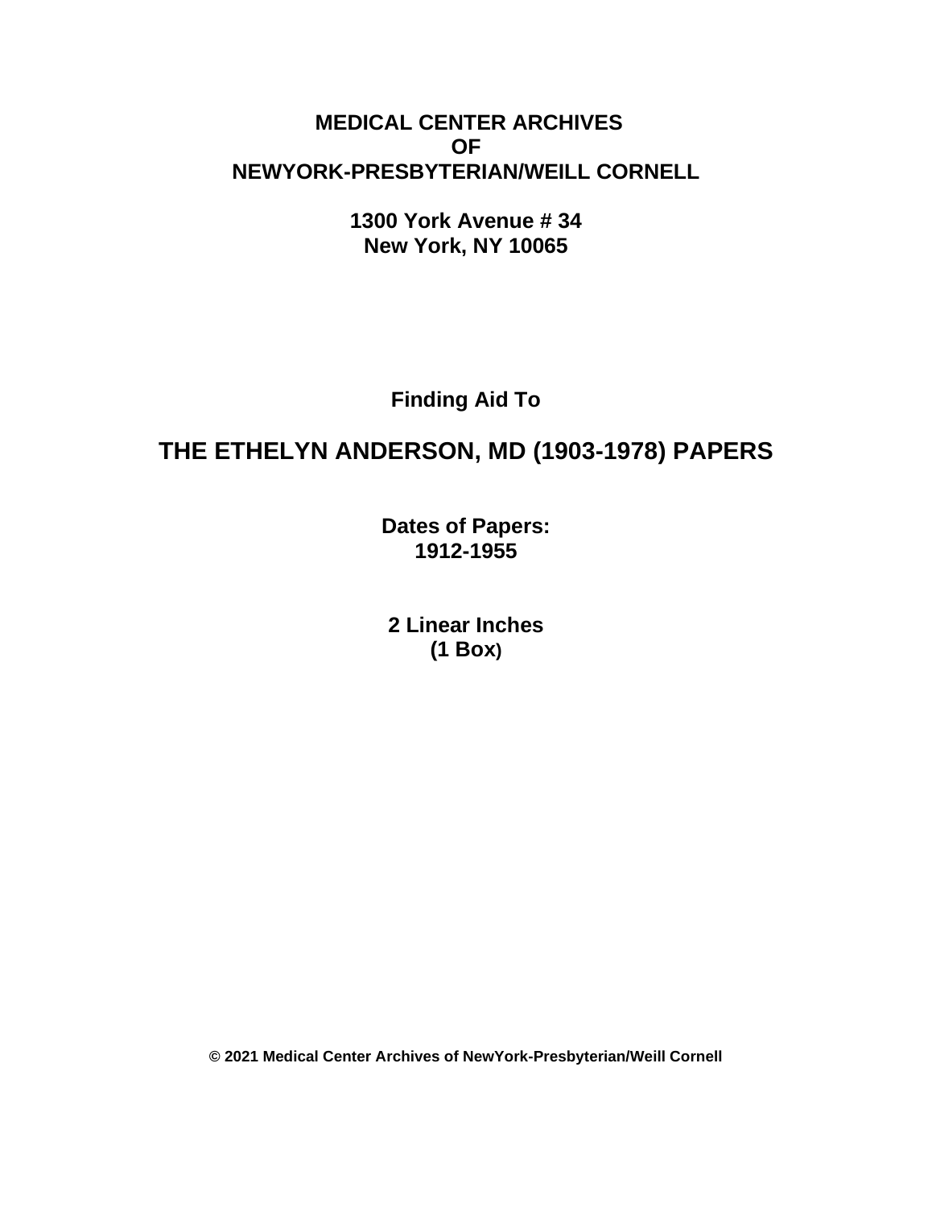**MEDICAL CENTER ARCHIVES**
**OF**
**NEWYORK-PRESBYTERIAN/WEILL CORNELL**

**1300 York Avenue # 34**
**New York, NY 10065**

**Finding Aid To**

# THE ETHELYN ANDERSON, MD (1903-1978) PAPERS

**Dates of Papers:**
**1912-1955**

**2 Linear Inches**
**(1 Box)**

**© 2021 Medical Center Archives of NewYork-Presbyterian/Weill Cornell**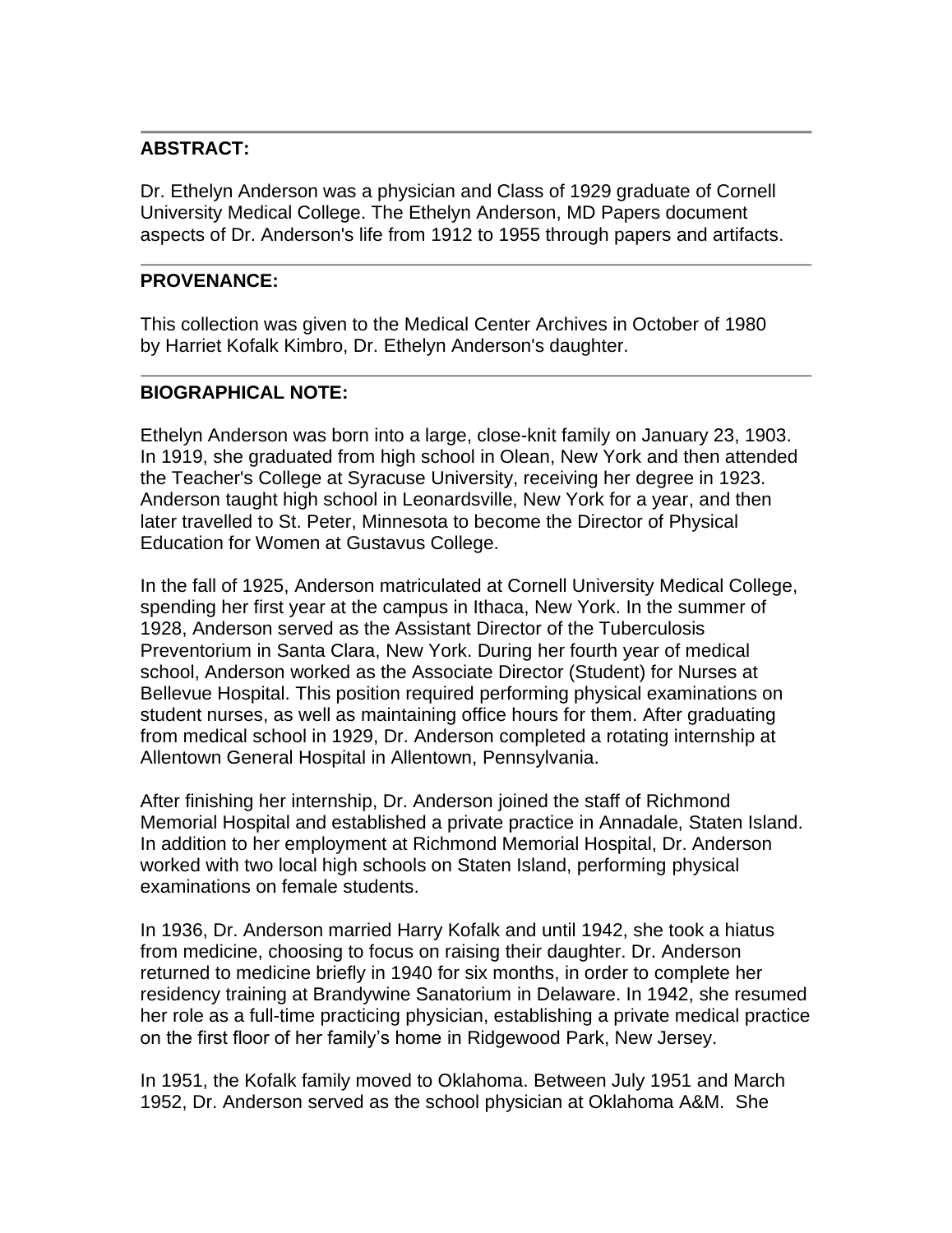## ABSTRACT:

Dr. Ethelyn Anderson was a physician and Class of 1929 graduate of Cornell University Medical College. The Ethelyn Anderson, MD Papers document aspects of Dr. Anderson's life from 1912 to 1955 through papers and artifacts.

## PROVENANCE:

This collection was given to the Medical Center Archives in October of 1980 by Harriet Kofalk Kimbro, Dr. Ethelyn Anderson's daughter.

## BIOGRAPHICAL NOTE:

Ethelyn Anderson was born into a large, close-knit family on January 23, 1903. In 1919, she graduated from high school in Olean, New York and then attended the Teacher's College at Syracuse University, receiving her degree in 1923. Anderson taught high school in Leonardsville, New York for a year, and then later travelled to St. Peter, Minnesota to become the Director of Physical Education for Women at Gustavus College.

In the fall of 1925, Anderson matriculated at Cornell University Medical College, spending her first year at the campus in Ithaca, New York. In the summer of 1928, Anderson served as the Assistant Director of the Tuberculosis Preventorium in Santa Clara, New York. During her fourth year of medical school, Anderson worked as the Associate Director (Student) for Nurses at Bellevue Hospital. This position required performing physical examinations on student nurses, as well as maintaining office hours for them. After graduating from medical school in 1929, Dr. Anderson completed a rotating internship at Allentown General Hospital in Allentown, Pennsylvania.

After finishing her internship, Dr. Anderson joined the staff of Richmond Memorial Hospital and established a private practice in Annadale, Staten Island. In addition to her employment at Richmond Memorial Hospital, Dr. Anderson worked with two local high schools on Staten Island, performing physical examinations on female students.

In 1936, Dr. Anderson married Harry Kofalk and until 1942, she took a hiatus from medicine, choosing to focus on raising their daughter. Dr. Anderson returned to medicine briefly in 1940 for six months, in order to complete her residency training at Brandywine Sanatorium in Delaware. In 1942, she resumed her role as a full-time practicing physician, establishing a private medical practice on the first floor of her family's home in Ridgewood Park, New Jersey.

In 1951, the Kofalk family moved to Oklahoma. Between July 1951 and March 1952, Dr. Anderson served as the school physician at Oklahoma A&M. She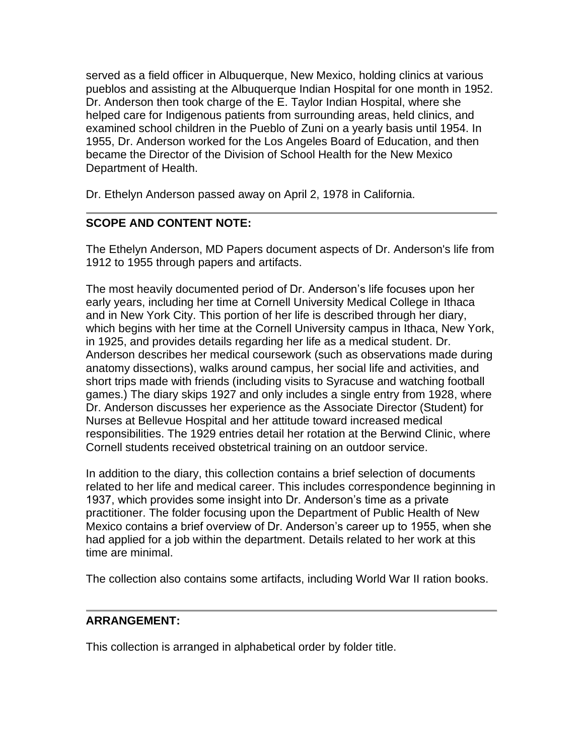served as a field officer in Albuquerque, New Mexico, holding clinics at various pueblos and assisting at the Albuquerque Indian Hospital for one month in 1952. Dr. Anderson then took charge of the E. Taylor Indian Hospital, where she helped care for Indigenous patients from surrounding areas, held clinics, and examined school children in the Pueblo of Zuni on a yearly basis until 1954. In 1955, Dr. Anderson worked for the Los Angeles Board of Education, and then became the Director of the Division of School Health for the New Mexico Department of Health.

Dr. Ethelyn Anderson passed away on April 2, 1978 in California.

---

**SCOPE AND CONTENT NOTE:**

The Ethelyn Anderson, MD Papers document aspects of Dr. Anderson's life from 1912 to 1955 through papers and artifacts.

The most heavily documented period of Dr. Anderson's life focuses upon her early years, including her time at Cornell University Medical College in Ithaca and in New York City. This portion of her life is described through her diary, which begins with her time at the Cornell University campus in Ithaca, New York, in 1925, and provides details regarding her life as a medical student. Dr. Anderson describes her medical coursework (such as observations made during anatomy dissections), walks around campus, her social life and activities, and short trips made with friends (including visits to Syracuse and watching football games.) The diary skips 1927 and only includes a single entry from 1928, where Dr. Anderson discusses her experience as the Associate Director (Student) for Nurses at Bellevue Hospital and her attitude toward increased medical responsibilities. The 1929 entries detail her rotation at the Berwind Clinic, where Cornell students received obstetrical training on an outdoor service.

In addition to the diary, this collection contains a brief selection of documents related to her life and medical career. This includes correspondence beginning in 1937, which provides some insight into Dr. Anderson's time as a private practitioner. The folder focusing upon the Department of Public Health of New Mexico contains a brief overview of Dr. Anderson's career up to 1955, when she had applied for a job within the department. Details related to her work at this time are minimal.

The collection also contains some artifacts, including World War II ration books.

---

**ARRANGEMENT:**

This collection is arranged in alphabetical order by folder title.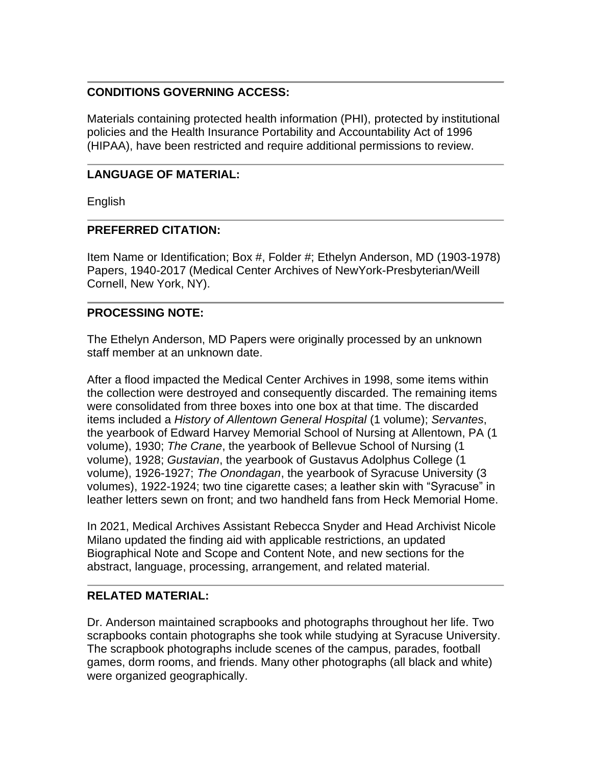## CONDITIONS GOVERNING ACCESS:

Materials containing protected health information (PHI), protected by institutional policies and the Health Insurance Portability and Accountability Act of 1996 (HIPAA), have been restricted and require additional permissions to review.

## LANGUAGE OF MATERIAL:

English

## PREFERRED CITATION:

Item Name or Identification; Box #, Folder #; Ethelyn Anderson, MD (1903-1978) Papers, 1940-2017 (Medical Center Archives of NewYork-Presbyterian/Weill Cornell, New York, NY).

## PROCESSING NOTE:

The Ethelyn Anderson, MD Papers were originally processed by an unknown staff member at an unknown date.

After a flood impacted the Medical Center Archives in 1998, some items within the collection were destroyed and consequently discarded. The remaining items were consolidated from three boxes into one box at that time. The discarded items included a *History of Allentown General Hospital* (1 volume); *Servantes*, the yearbook of Edward Harvey Memorial School of Nursing at Allentown, PA (1 volume), 1930; *The Crane*, the yearbook of Bellevue School of Nursing (1 volume), 1928; *Gustavian*, the yearbook of Gustavus Adolphus College (1 volume), 1926-1927; *The Onondagan*, the yearbook of Syracuse University (3 volumes), 1922-1924; two tine cigarette cases; a leather skin with "Syracuse" in leather letters sewn on front; and two handheld fans from Heck Memorial Home.

In 2021, Medical Archives Assistant Rebecca Snyder and Head Archivist Nicole Milano updated the finding aid with applicable restrictions, an updated Biographical Note and Scope and Content Note, and new sections for the abstract, language, processing, arrangement, and related material.

## RELATED MATERIAL:

Dr. Anderson maintained scrapbooks and photographs throughout her life. Two scrapbooks contain photographs she took while studying at Syracuse University. The scrapbook photographs include scenes of the campus, parades, football games, dorm rooms, and friends. Many other photographs (all black and white) were organized geographically.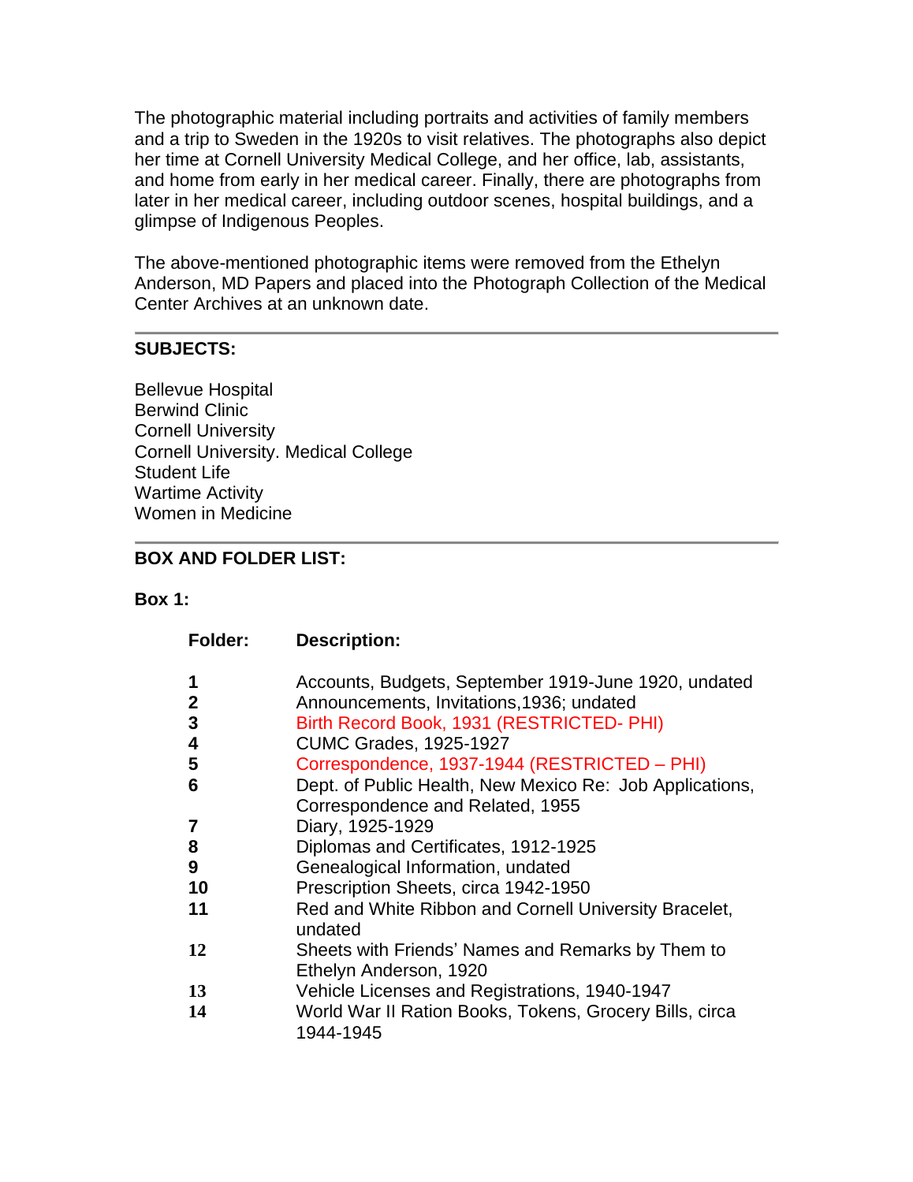The photographic material including portraits and activities of family members and a trip to Sweden in the 1920s to visit relatives. The photographs also depict her time at Cornell University Medical College, and her office, lab, assistants, and home from early in her medical career. Finally, there are photographs from later in her medical career, including outdoor scenes, hospital buildings, and a glimpse of Indigenous Peoples.

The above-mentioned photographic items were removed from the Ethelyn Anderson, MD Papers and placed into the Photograph Collection of the Medical Center Archives at an unknown date.

---

**SUBJECTS:**

Bellevue Hospital
Berwind Clinic
Cornell University
Cornell University. Medical College
Student Life
Wartime Activity
Women in Medicine

---

**BOX AND FOLDER LIST:**

**Box 1:**

| Folder: | Description: |
|---|---|
| 1 | Accounts, Budgets, September 1919-June 1920, undated |
| 2 | Announcements, Invitations,1936; undated |
| 3 | Birth Record Book, 1931 (RESTRICTED- PHI) |
| 4 | CUMC Grades, 1925-1927 |
| 5 | Correspondence, 1937-1944 (RESTRICTED – PHI) |
| 6 | Dept. of Public Health, New Mexico Re: Job Applications, Correspondence and Related, 1955 |
| 7 | Diary, 1925-1929 |
| 8 | Diplomas and Certificates, 1912-1925 |
| 9 | Genealogical Information, undated |
| 10 | Prescription Sheets, circa 1942-1950 |
| 11 | Red and White Ribbon and Cornell University Bracelet, undated |
| 12 | Sheets with Friends' Names and Remarks by Them to Ethelyn Anderson, 1920 |
| 13 | Vehicle Licenses and Registrations, 1940-1947 |
| 14 | World War II Ration Books, Tokens, Grocery Bills, circa 1944-1945 |